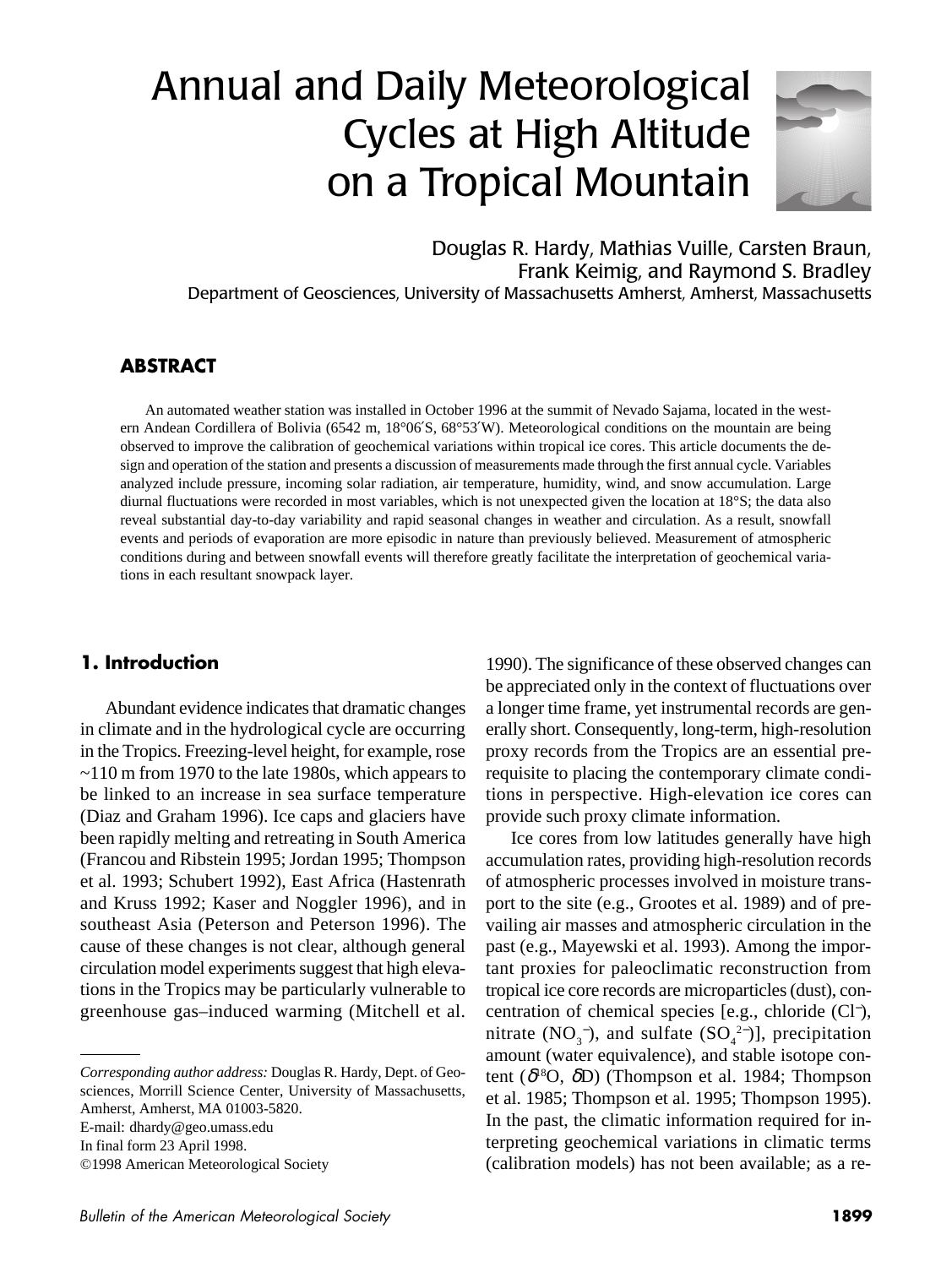# Annual and Daily Meteorological Cycles at High Altitude on a Tropical Mountain

Douglas R. Hardy, Mathias Vuille, Carsten Braun, Frank Keimig, and Raymond S. Bradley
Department of Geosciences, University of Massachusetts Amherst, Amherst, Massachusetts

## ABSTRACT

An automated weather station was installed in October 1996 at the summit of Nevado Sajama, located in the western Andean Cordillera of Bolivia (6542 m, 18°06′S, 68°53′W). Meteorological conditions on the mountain are being observed to improve the calibration of geochemical variations within tropical ice cores. This article documents the design and operation of the station and presents a discussion of measurements made through the first annual cycle. Variables analyzed include pressure, incoming solar radiation, air temperature, humidity, wind, and snow accumulation. Large diurnal fluctuations were recorded in most variables, which is not unexpected given the location at 18°S; the data also reveal substantial day-to-day variability and rapid seasonal changes in weather and circulation. As a result, snowfall events and periods of evaporation are more episodic in nature than previously believed. Measurement of atmospheric conditions during and between snowfall events will therefore greatly facilitate the interpretation of geochemical variations in each resultant snowpack layer.

## 1. Introduction

Abundant evidence indicates that dramatic changes in climate and in the hydrological cycle are occurring in the Tropics. Freezing-level height, for example, rose ~110 m from 1970 to the late 1980s, which appears to be linked to an increase in sea surface temperature (Diaz and Graham 1996). Ice caps and glaciers have been rapidly melting and retreating in South America (Francou and Ribstein 1995; Jordan 1995; Thompson et al. 1993; Schubert 1992), East Africa (Hastenrath and Kruss 1992; Kaser and Noggler 1996), and in southeast Asia (Peterson and Peterson 1996). The cause of these changes is not clear, although general circulation model experiments suggest that high elevations in the Tropics may be particularly vulnerable to greenhouse gas–induced warming (Mitchell et al. 1990). The significance of these observed changes can be appreciated only in the context of fluctuations over a longer time frame, yet instrumental records are generally short. Consequently, long-term, high-resolution proxy records from the Tropics are an essential prerequisite to placing the contemporary climate conditions in perspective. High-elevation ice cores can provide such proxy climate information.

Ice cores from low latitudes generally have high accumulation rates, providing high-resolution records of atmospheric processes involved in moisture transport to the site (e.g., Grootes et al. 1989) and of prevailing air masses and atmospheric circulation in the past (e.g., Mayewski et al. 1993). Among the important proxies for paleoclimatic reconstruction from tropical ice core records are microparticles (dust), concentration of chemical species [e.g., chloride ($Cl^-$), nitrate ($NO_3^-$), and sulfate ($SO_4^{2-}$)], precipitation amount (water equivalence), and stable isotope content ($\delta^{18}O$, $\delta D$) (Thompson et al. 1984; Thompson et al. 1985; Thompson et al. 1995; Thompson 1995). In the past, the climatic information required for interpreting geochemical variations in climatic terms (calibration models) has not been available; as a re-

*Corresponding author address:* Douglas R. Hardy, Dept. of Geosciences, Morrill Science Center, University of Massachusetts, Amherst, Amherst, MA 01003-5820.
E-mail: dhardy@geo.umass.edu
In final form 23 April 1998.
©1998 American Meteorological Society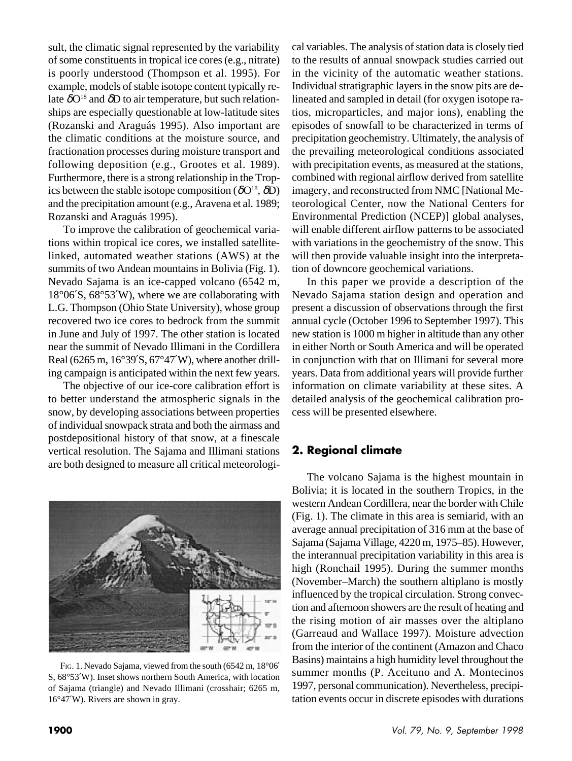sult, the climatic signal represented by the variability of some constituents in tropical ice cores (e.g., nitrate) is poorly understood (Thompson et al. 1995). For example, models of stable isotope content typically relate $\delta O^{18}$ and $\delta D$ to air temperature, but such relationships are especially questionable at low-latitude sites (Rozanski and Araguás 1995). Also important are the climatic conditions at the moisture source, and fractionation processes during moisture transport and following deposition (e.g., Grootes et al. 1989). Furthermore, there is a strong relationship in the Tropics between the stable isotope composition ($\delta O^{18}$, $\delta D$) and the precipitation amount (e.g., Aravena et al. 1989; Rozanski and Araguás 1995).

To improve the calibration of geochemical variations within tropical ice cores, we installed satellite-linked, automated weather stations (AWS) at the summits of two Andean mountains in Bolivia (Fig. 1). Nevado Sajama is an ice-capped volcano (6542 m, 18°06′S, 68°53′W), where we are collaborating with L.G. Thompson (Ohio State University), whose group recovered two ice cores to bedrock from the summit in June and July of 1997. The other station is located near the summit of Nevado Illimani in the Cordillera Real (6265 m, 16°39′S, 67°47′W), where another drilling campaign is anticipated within the next few years.

The objective of our ice-core calibration effort is to better understand the atmospheric signals in the snow, by developing associations between properties of individual snowpack strata and both the airmass and postdepositional history of that snow, at a finescale vertical resolution. The Sajama and Illimani stations are both designed to measure all critical meteorological variables. The analysis of station data is closely tied to the results of annual snowpack studies carried out in the vicinity of the automatic weather stations. Individual stratigraphic layers in the snow pits are delineated and sampled in detail (for oxygen isotope ratios, microparticles, and major ions), enabling the episodes of snowfall to be characterized in terms of precipitation geochemistry. Ultimately, the analysis of the prevailing meteorological conditions associated with precipitation events, as measured at the stations, combined with regional airflow derived from satellite imagery, and reconstructed from NMC [National Meteorological Center, now the National Centers for Environmental Prediction (NCEP)] global analyses, will enable different airflow patterns to be associated with variations in the geochemistry of the snow. This will then provide valuable insight into the interpretation of downcore geochemical variations.

FIG. 1. Nevado Sajama, viewed from the south (6542 m, 18°06′S, 68°53′W). Inset shows northern South America, with location of Sajama (triangle) and Nevado Illimani (crosshair; 6265 m, 16°47′W). Rivers are shown in gray.

In this paper we provide a description of the Nevado Sajama station design and operation and present a discussion of observations through the first annual cycle (October 1996 to September 1997). This new station is 1000 m higher in altitude than any other in either North or South America and will be operated in conjunction with that on Illimani for several more years. Data from additional years will provide further information on climate variability at these sites. A detailed analysis of the geochemical calibration process will be presented elsewhere.

## 2. Regional climate

The volcano Sajama is the highest mountain in Bolivia; it is located in the southern Tropics, in the western Andean Cordillera, near the border with Chile (Fig. 1). The climate in this area is semiarid, with an average annual precipitation of 316 mm at the base of Sajama (Sajama Village, 4220 m, 1975–85). However, the interannual precipitation variability in this area is high (Ronchail 1995). During the summer months (November–March) the southern altiplano is mostly influenced by the tropical circulation. Strong convection and afternoon showers are the result of heating and the rising motion of air masses over the altiplano (Garreaud and Wallace 1997). Moisture advection from the interior of the continent (Amazon and Chaco Basins) maintains a high humidity level throughout the summer months (P. Aceituno and A. Montecinos 1997, personal communication). Nevertheless, precipitation events occur in discrete episodes with durations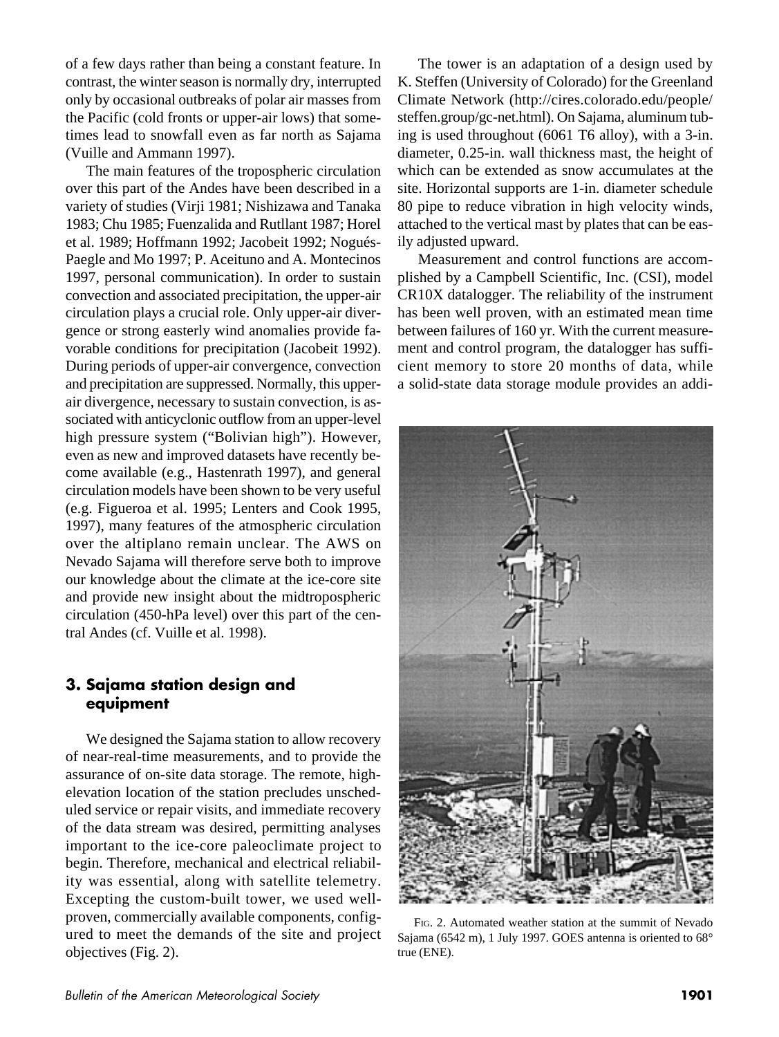of a few days rather than being a constant feature. In contrast, the winter season is normally dry, interrupted only by occasional outbreaks of polar air masses from the Pacific (cold fronts or upper-air lows) that sometimes lead to snowfall even as far north as Sajama (Vuille and Ammann 1997).

The main features of the tropospheric circulation over this part of the Andes have been described in a variety of studies (Virji 1981; Nishizawa and Tanaka 1983; Chu 1985; Fuenzalida and Rutllant 1987; Horel et al. 1989; Hoffmann 1992; Jacobeit 1992; Nogués-Paegle and Mo 1997; P. Aceituno and A. Montecinos 1997, personal communication). In order to sustain convection and associated precipitation, the upper-air circulation plays a crucial role. Only upper-air divergence or strong easterly wind anomalies provide favorable conditions for precipitation (Jacobeit 1992). During periods of upper-air convergence, convection and precipitation are suppressed. Normally, this upper-air divergence, necessary to sustain convection, is associated with anticyclonic outflow from an upper-level high pressure system ("Bolivian high"). However, even as new and improved datasets have recently become available (e.g., Hastenrath 1997), and general circulation models have been shown to be very useful (e.g. Figueroa et al. 1995; Lenters and Cook 1995, 1997), many features of the atmospheric circulation over the altiplano remain unclear. The AWS on Nevado Sajama will therefore serve both to improve our knowledge about the climate at the ice-core site and provide new insight about the midtropospheric circulation (450-hPa level) over this part of the central Andes (cf. Vuille et al. 1998).

## 3. Sajama station design and equipment

We designed the Sajama station to allow recovery of near-real-time measurements, and to provide the assurance of on-site data storage. The remote, high-elevation location of the station precludes unscheduled service or repair visits, and immediate recovery of the data stream was desired, permitting analyses important to the ice-core paleoclimate project to begin. Therefore, mechanical and electrical reliability was essential, along with satellite telemetry. Excepting the custom-built tower, we used well-proven, commercially available components, configured to meet the demands of the site and project objectives (Fig. 2).

The tower is an adaptation of a design used by K. Steffen (University of Colorado) for the Greenland Climate Network (http://cires.colorado.edu/people/steffen.group/gc-net.html). On Sajama, aluminum tubing is used throughout (6061 T6 alloy), with a 3-in. diameter, 0.25-in. wall thickness mast, the height of which can be extended as snow accumulates at the site. Horizontal supports are 1-in. diameter schedule 80 pipe to reduce vibration in high velocity winds, attached to the vertical mast by plates that can be easily adjusted upward.

Measurement and control functions are accomplished by a Campbell Scientific, Inc. (CSI), model CR10X datalogger. The reliability of the instrument has been well proven, with an estimated mean time between failures of 160 yr. With the current measurement and control program, the datalogger has sufficient memory to store 20 months of data, while a solid-state data storage module provides an addi-

FIG. 2. Automated weather station at the summit of Nevado Sajama (6542 m), 1 July 1997. GOES antenna is oriented to 68° true (ENE).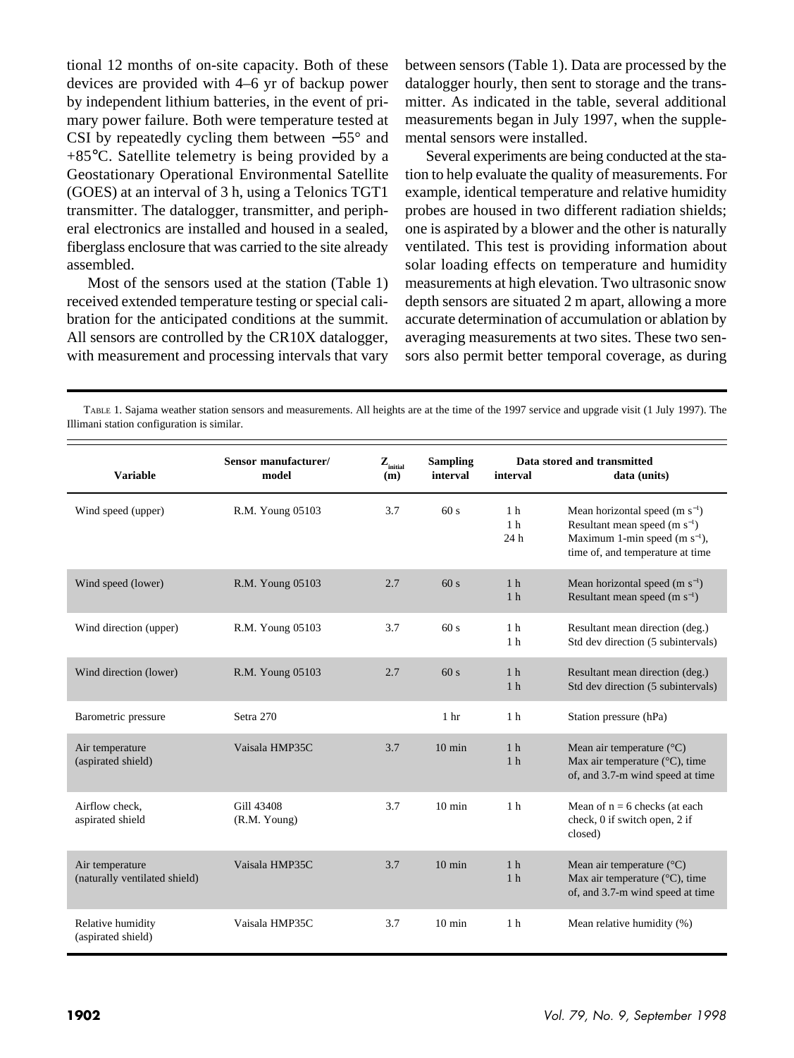tional 12 months of on-site capacity. Both of these devices are provided with 4–6 yr of backup power by independent lithium batteries, in the event of primary power failure. Both were temperature tested at CSI by repeatedly cycling them between −55° and +85°C. Satellite telemetry is being provided by a Geostationary Operational Environmental Satellite (GOES) at an interval of 3 h, using a Telonics TGT1 transmitter. The datalogger, transmitter, and peripheral electronics are installed and housed in a sealed, fiberglass enclosure that was carried to the site already assembled.

Most of the sensors used at the station (Table 1) received extended temperature testing or special calibration for the anticipated conditions at the summit. All sensors are controlled by the CR10X datalogger, with measurement and processing intervals that vary between sensors (Table 1). Data are processed by the datalogger hourly, then sent to storage and the transmitter. As indicated in the table, several additional measurements began in July 1997, when the supplemental sensors were installed.

Several experiments are being conducted at the station to help evaluate the quality of measurements. For example, identical temperature and relative humidity probes are housed in two different radiation shields; one is aspirated by a blower and the other is naturally ventilated. This test is providing information about solar loading effects on temperature and humidity measurements at high elevation. Two ultrasonic snow depth sensors are situated 2 m apart, allowing a more accurate determination of accumulation or ablation by averaging measurements at two sites. These two sensors also permit better temporal coverage, as during

TABLE 1. Sajama weather station sensors and measurements. All heights are at the time of the 1997 service and upgrade visit (1 July 1997). The Illimani station configuration is similar.

| Variable | Sensor manufacturer/ model | $Z_{initial}$ (m) | Sampling interval | Data stored and transmitted interval | data (units) |
|---|---|---|---|---|---|
| Wind speed (upper) | R.M. Young 05103 | 3.7 | 60 s | 1 h<br>1 h<br>24 h | Mean horizontal speed (m $s^{-1}$)<br>Resultant mean speed (m $s^{-1}$)<br>Maximum 1-min speed (m $s^{-1}$), time of, and temperature at time |
| Wind speed (lower) | R.M. Young 05103 | 2.7 | 60 s | 1 h<br>1 h | Mean horizontal speed (m $s^{-1}$)<br>Resultant mean speed (m $s^{-1}$) |
| Wind direction (upper) | R.M. Young 05103 | 3.7 | 60 s | 1 h<br>1 h | Resultant mean direction (deg.)<br>Std dev direction (5 subintervals) |
| Wind direction (lower) | R.M. Young 05103 | 2.7 | 60 s | 1 h<br>1 h | Resultant mean direction (deg.)<br>Std dev direction (5 subintervals) |
| Barometric pressure | Setra 270 | | 1 hr | 1 h | Station pressure (hPa) |
| Air temperature (aspirated shield) | Vaisala HMP35C | 3.7 | 10 min | 1 h<br>1 h | Mean air temperature (°C)<br>Max air temperature (°C), time of, and 3.7-m wind speed at time |
| Airflow check, aspirated shield | Gill 43408 (R.M. Young) | 3.7 | 10 min | 1 h | Mean of n = 6 checks (at each check, 0 if switch open, 2 if closed) |
| Air temperature (naturally ventilated shield) | Vaisala HMP35C | 3.7 | 10 min | 1 h<br>1 h | Mean air temperature (°C)<br>Max air temperature (°C), time of, and 3.7-m wind speed at time |
| Relative humidity (aspirated shield) | Vaisala HMP35C | 3.7 | 10 min | 1 h | Mean relative humidity (%) |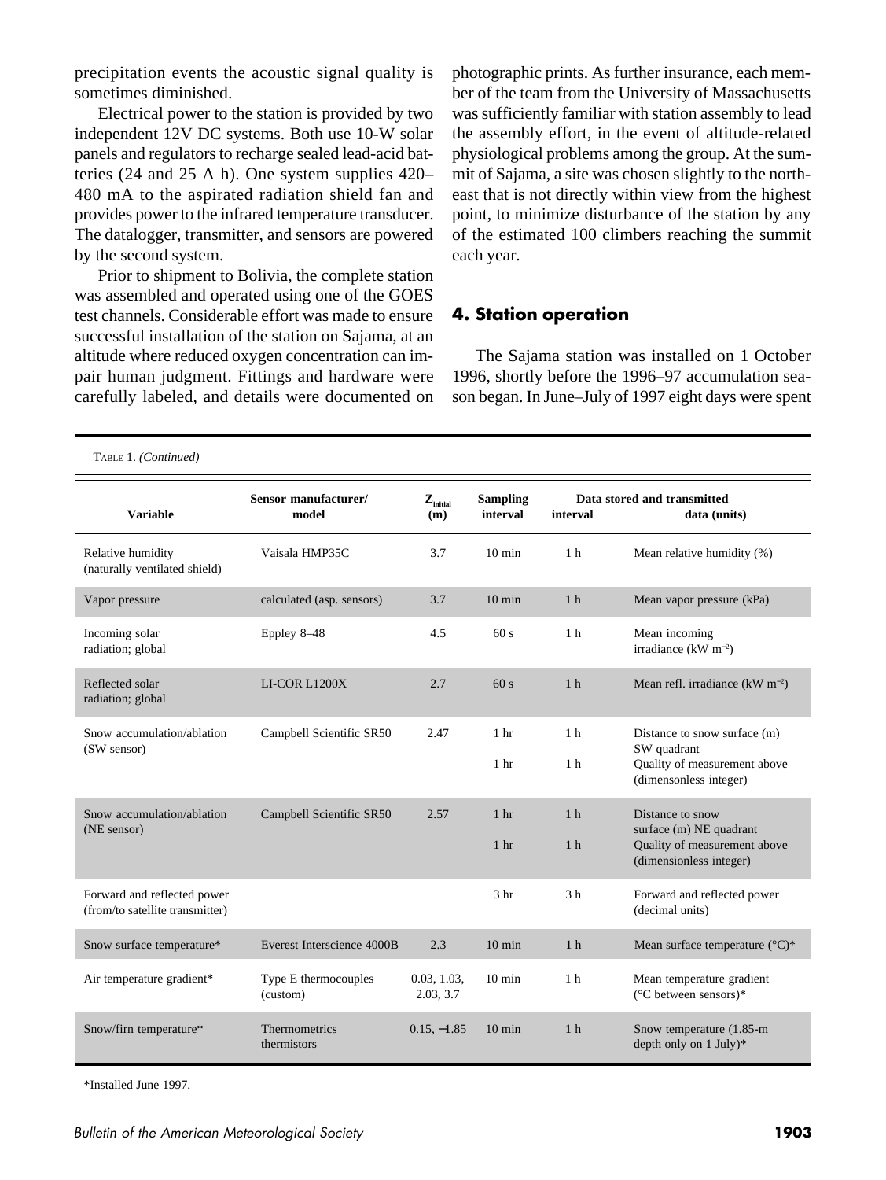precipitation events the acoustic signal quality is sometimes diminished.

Electrical power to the station is provided by two independent 12V DC systems. Both use 10-W solar panels and regulators to recharge sealed lead-acid batteries (24 and 25 A h). One system supplies 420–480 mA to the aspirated radiation shield fan and provides power to the infrared temperature transducer. The datalogger, transmitter, and sensors are powered by the second system.

Prior to shipment to Bolivia, the complete station was assembled and operated using one of the GOES test channels. Considerable effort was made to ensure successful installation of the station on Sajama, at an altitude where reduced oxygen concentration can impair human judgment. Fittings and hardware were carefully labeled, and details were documented on photographic prints. As further insurance, each member of the team from the University of Massachusetts was sufficiently familiar with station assembly to lead the assembly effort, in the event of altitude-related physiological problems among the group. At the summit of Sajama, a site was chosen slightly to the northeast that is not directly within view from the highest point, to minimize disturbance of the station by any of the estimated 100 climbers reaching the summit each year.

## 4. Station operation

The Sajama station was installed on 1 October 1996, shortly before the 1996–97 accumulation season began. In June–July of 1997 eight days were spent

Table 1. *(Continued)*

| Variable | Sensor manufacturer/ model | $Z_{initial}$ (m) | Sampling interval | Data stored and transmitted interval | data (units) |
|---|---|---|---|---|---|
| Relative humidity (naturally ventilated shield) | Vaisala HMP35C | 3.7 | 10 min | 1 h | Mean relative humidity (%) |
| Vapor pressure | calculated (asp. sensors) | 3.7 | 10 min | 1 h | Mean vapor pressure (kPa) |
| Incoming solar radiation; global | Eppley 8–48 | 4.5 | 60 s | 1 h | Mean incoming irradiance (kW $m^{-2}$) |
| Reflected solar radiation; global | LI-COR L1200X | 2.7 | 60 s | 1 h | Mean refl. irradiance (kW $m^{-2}$) |
| Snow accumulation/ablation (SW sensor) | Campbell Scientific SR50 | 2.47 | 1 hr | 1 h | Distance to snow surface (m) SW quadrant |
| | | | 1 hr | 1 h | Quality of measurement above (dimensionless integer) |
| Snow accumulation/ablation (NE sensor) | Campbell Scientific SR50 | 2.57 | 1 hr | 1 h | Distance to snow surface (m) NE quadrant |
| | | | 1 hr | 1 h | Quality of measurement above (dimensionless integer) |
| Forward and reflected power (from/to satellite transmitter) | | | 3 hr | 3 h | Forward and reflected power (decimal units) |
| Snow surface temperature* | Everest Interscience 4000B | 2.3 | 10 min | 1 h | Mean surface temperature (°C)* |
| Air temperature gradient* | Type E thermocouples (custom) | 0.03, 1.03, 2.03, 3.7 | 10 min | 1 h | Mean temperature gradient (°C between sensors)* |
| Snow/firn temperature* | Thermometrics thermistors | 0.15, −1.85 | 10 min | 1 h | Snow temperature (1.85-m depth only on 1 July)* |

*Installed June 1997.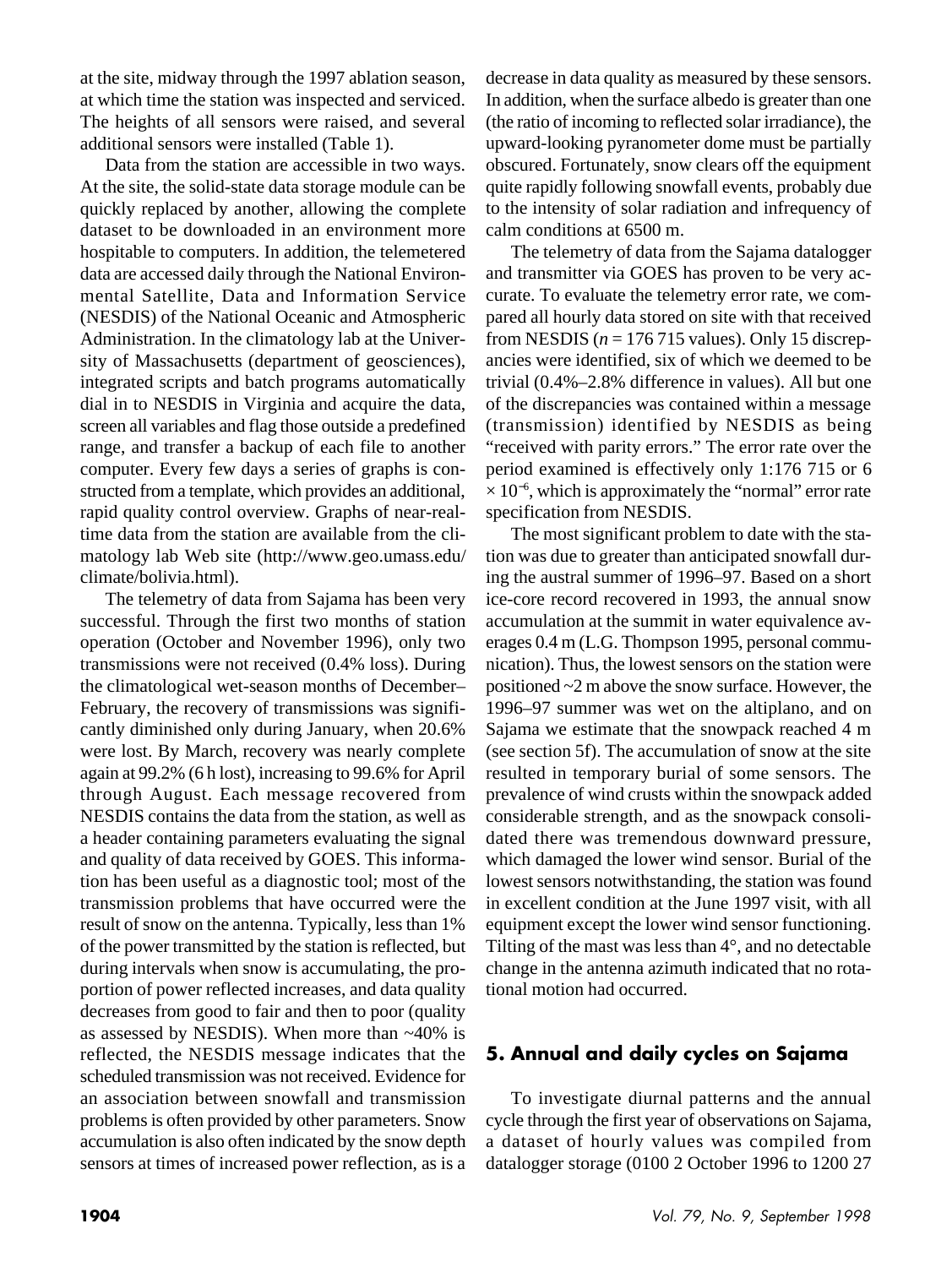at the site, midway through the 1997 ablation season, at which time the station was inspected and serviced. The heights of all sensors were raised, and several additional sensors were installed (Table 1).

Data from the station are accessible in two ways. At the site, the solid-state data storage module can be quickly replaced by another, allowing the complete dataset to be downloaded in an environment more hospitable to computers. In addition, the telemetered data are accessed daily through the National Environmental Satellite, Data and Information Service (NESDIS) of the National Oceanic and Atmospheric Administration. In the climatology lab at the University of Massachusetts (department of geosciences), integrated scripts and batch programs automatically dial in to NESDIS in Virginia and acquire the data, screen all variables and flag those outside a predefined range, and transfer a backup of each file to another computer. Every few days a series of graphs is constructed from a template, which provides an additional, rapid quality control overview. Graphs of near-real-time data from the station are available from the climatology lab Web site (http://www.geo.umass.edu/climate/bolivia.html).

The telemetry of data from Sajama has been very successful. Through the first two months of station operation (October and November 1996), only two transmissions were not received (0.4% loss). During the climatological wet-season months of December–February, the recovery of transmissions was significantly diminished only during January, when 20.6% were lost. By March, recovery was nearly complete again at 99.2% (6 h lost), increasing to 99.6% for April through August. Each message recovered from NESDIS contains the data from the station, as well as a header containing parameters evaluating the signal and quality of data received by GOES. This information has been useful as a diagnostic tool; most of the transmission problems that have occurred were the result of snow on the antenna. Typically, less than 1% of the power transmitted by the station is reflected, but during intervals when snow is accumulating, the proportion of power reflected increases, and data quality decreases from good to fair and then to poor (quality as assessed by NESDIS). When more than ~40% is reflected, the NESDIS message indicates that the scheduled transmission was not received. Evidence for an association between snowfall and transmission problems is often provided by other parameters. Snow accumulation is also often indicated by the snow depth sensors at times of increased power reflection, as is a decrease in data quality as measured by these sensors. In addition, when the surface albedo is greater than one (the ratio of incoming to reflected solar irradiance), the upward-looking pyranometer dome must be partially obscured. Fortunately, snow clears off the equipment quite rapidly following snowfall events, probably due to the intensity of solar radiation and infrequency of calm conditions at 6500 m.

The telemetry of data from the Sajama datalogger and transmitter via GOES has proven to be very accurate. To evaluate the telemetry error rate, we compared all hourly data stored on site with that received from NESDIS ($n$ = 176 715 values). Only 15 discrepancies were identified, six of which we deemed to be trivial (0.4%–2.8% difference in values). All but one of the discrepancies was contained within a message (transmission) identified by NESDIS as being "received with parity errors." The error rate over the period examined is effectively only 1:176 715 or $6 \times 10^{-6}$, which is approximately the "normal" error rate specification from NESDIS.

The most significant problem to date with the station was due to greater than anticipated snowfall during the austral summer of 1996–97. Based on a short ice-core record recovered in 1993, the annual snow accumulation at the summit in water equivalence averages 0.4 m (L.G. Thompson 1995, personal communication). Thus, the lowest sensors on the station were positioned ~2 m above the snow surface. However, the 1996–97 summer was wet on the altiplano, and on Sajama we estimate that the snowpack reached 4 m (see section 5f). The accumulation of snow at the site resulted in temporary burial of some sensors. The prevalence of wind crusts within the snowpack added considerable strength, and as the snowpack consolidated there was tremendous downward pressure, which damaged the lower wind sensor. Burial of the lowest sensors notwithstanding, the station was found in excellent condition at the June 1997 visit, with all equipment except the lower wind sensor functioning. Tilting of the mast was less than 4°, and no detectable change in the antenna azimuth indicated that no rotational motion had occurred.

## 5. Annual and daily cycles on Sajama

To investigate diurnal patterns and the annual cycle through the first year of observations on Sajama, a dataset of hourly values was compiled from datalogger storage (0100 2 October 1996 to 1200 27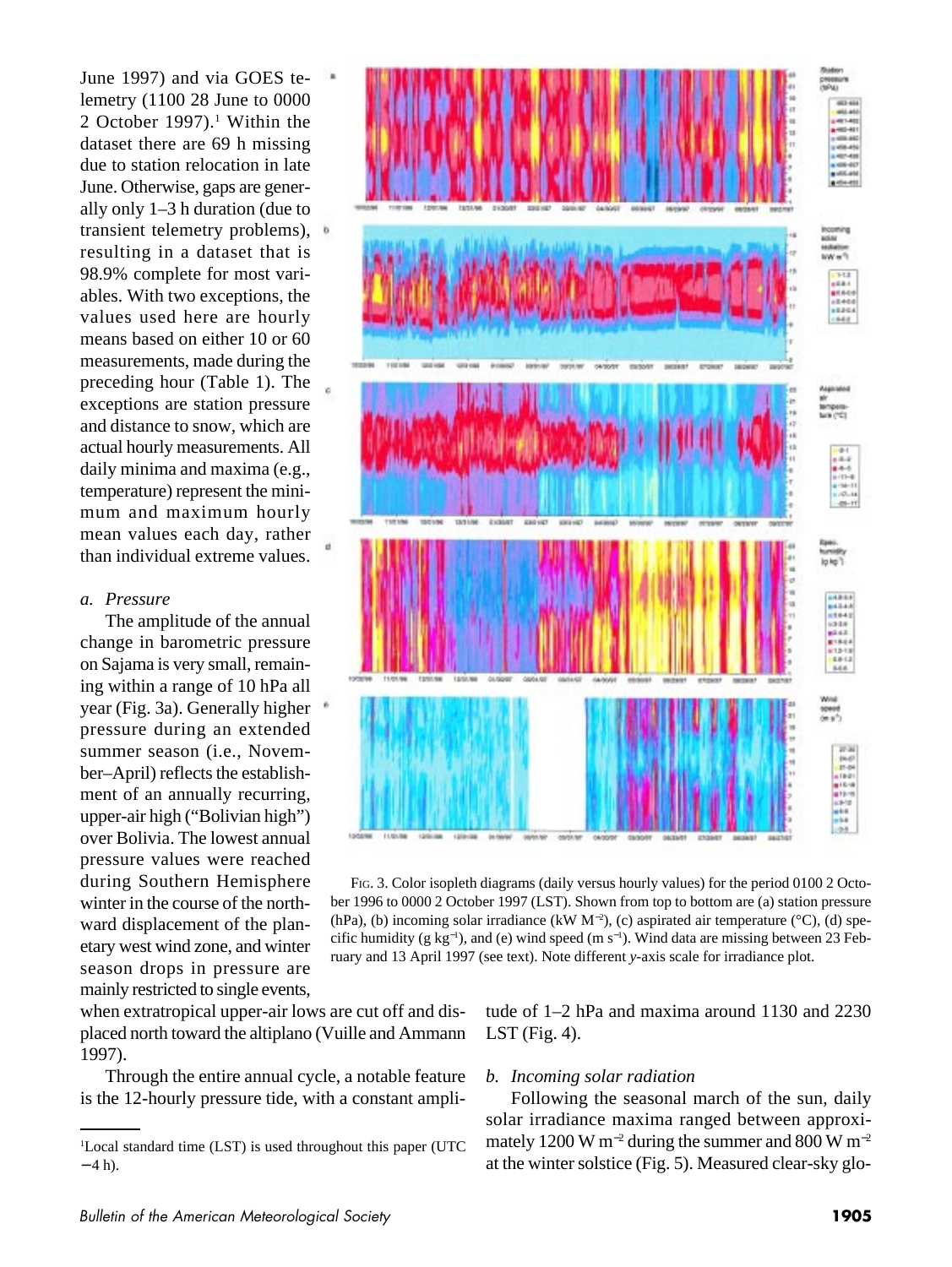June 1997) and via GOES telemetry (1100 28 June to 0000 2 October 1997).[1] Within the dataset there are 69 h missing due to station relocation in late June. Otherwise, gaps are generally only 1–3 h duration (due to transient telemetry problems), resulting in a dataset that is 98.9% complete for most variables. With two exceptions, the values used here are hourly means based on either 10 or 60 measurements, made during the preceding hour (Table 1). The exceptions are station pressure and distance to snow, which are actual hourly measurements. All daily minima and maxima (e.g., temperature) represent the minimum and maximum hourly mean values each day, rather than individual extreme values.

### *a. Pressure*

The amplitude of the annual change in barometric pressure on Sajama is very small, remaining within a range of 10 hPa all year (Fig. 3a). Generally higher pressure during an extended summer season (i.e., November–April) reflects the establishment of an annually recurring, upper-air high ("Bolivian high") over Bolivia. The lowest annual pressure values were reached during Southern Hemisphere winter in the course of the northward displacement of the planetary west wind zone, and winter season drops in pressure are mainly restricted to single events, when extratropical upper-air lows are cut off and displaced north toward the altiplano (Vuille and Ammann 1997).

Through the entire annual cycle, a notable feature is the 12-hourly pressure tide, with a constant amplitude of 1–2 hPa and maxima around 1130 and 2230 LST (Fig. 4).

Fig. 3. Color isopleth diagrams (daily versus hourly values) for the period 0100 2 October 1996 to 0000 2 October 1997 (LST). Shown from top to bottom are (a) station pressure (hPa), (b) incoming solar irradiance (kW M$^{-2}$), (c) aspirated air temperature (°C), (d) specific humidity (g kg$^{-1}$), and (e) wind speed (m s$^{-1}$). Wind data are missing between 23 February and 13 April 1997 (see text). Note different *y*-axis scale for irradiance plot.

### *b. Incoming solar radiation*

Following the seasonal march of the sun, daily solar irradiance maxima ranged between approximately 1200 W m$^{-2}$ during the summer and 800 W m$^{-2}$ at the winter solstice (Fig. 5). Measured clear-sky glo-

[1]Local standard time (LST) is used throughout this paper (UTC −4 h).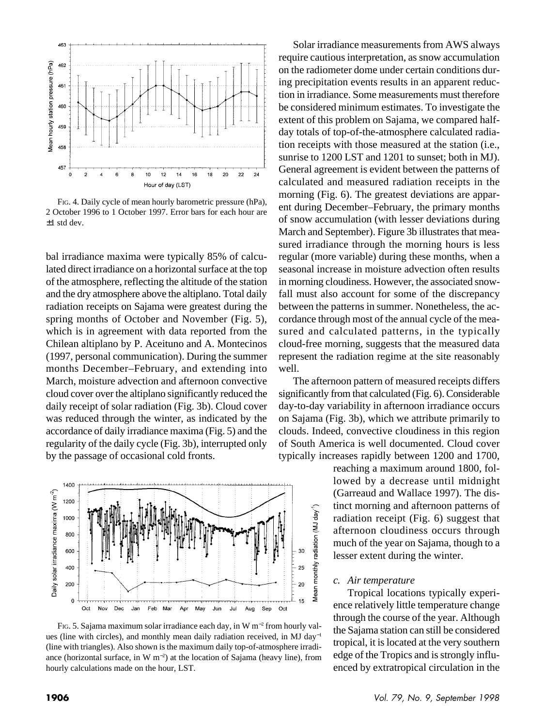463

462

461

460

459

458

457

Mean hourly station pressure (hPa)

0 2 4 6 8 10 12 14 16 18 20 22 24

Hour of day (LST)

FIG. 4. Daily cycle of mean hourly barometric pressure (hPa), 2 October 1996 to 1 October 1997. Error bars for each hour are ±1 std dev.

bal irradiance maxima were typically 85% of calculated direct irradiance on a horizontal surface at the top of the atmosphere, reflecting the altitude of the station and the dry atmosphere above the altiplano. Total daily radiation receipts on Sajama were greatest during the spring months of October and November (Fig. 5), which is in agreement with data reported from the Chilean altiplano by P. Aceituno and A. Montecinos (1997, personal communication). During the summer months December–February, and extending into March, moisture advection and afternoon convective cloud cover over the altiplano significantly reduced the daily receipt of solar radiation (Fig. 3b). Cloud cover was reduced through the winter, as indicated by the accordance of daily irradiance maxima (Fig. 5) and the regularity of the daily cycle (Fig. 3b), interrupted only by the passage of occasional cold fronts.

1400

1200

1000

800

600

400

200

0

Daily solar irradiance maxima (W m$^{-2}$)

30

25

20

15

Mean monthly radiation (MJ day$^{-1}$)

Oct Nov Dec Jan Feb Mar Apr May Jun Jul Aug Sep Oct

FIG. 5. Sajama maximum solar irradiance each day, in W m$^{-2}$ from hourly values (line with circles), and monthly mean daily radiation received, in MJ day$^{-1}$ (line with triangles). Also shown is the maximum daily top-of-atmosphere irradiance (horizontal surface, in W m$^{-2}$) at the location of Sajama (heavy line), from hourly calculations made on the hour, LST.

Solar irradiance measurements from AWS always require cautious interpretation, as snow accumulation on the radiometer dome under certain conditions during precipitation events results in an apparent reduction in irradiance. Some measurements must therefore be considered minimum estimates. To investigate the extent of this problem on Sajama, we compared half-day totals of top-of-the-atmosphere calculated radiation receipts with those measured at the station (i.e., sunrise to 1200 LST and 1201 to sunset; both in MJ). General agreement is evident between the patterns of calculated and measured radiation receipts in the morning (Fig. 6). The greatest deviations are apparent during December–February, the primary months of snow accumulation (with lesser deviations during March and September). Figure 3b illustrates that measured irradiance through the morning hours is less regular (more variable) during these months, when a seasonal increase in moisture advection often results in morning cloudiness. However, the associated snowfall must also account for some of the discrepancy between the patterns in summer. Nonetheless, the accordance through most of the annual cycle of the measured and calculated patterns, in the typically cloud-free morning, suggests that the measured data represent the radiation regime at the site reasonably well.

The afternoon pattern of measured receipts differs significantly from that calculated (Fig. 6). Considerable day-to-day variability in afternoon irradiance occurs on Sajama (Fig. 3b), which we attribute primarily to clouds. Indeed, convective cloudiness in this region of South America is well documented. Cloud cover typically increases rapidly between 1200 and 1700, reaching a maximum around 1800, followed by a decrease until midnight (Garreaud and Wallace 1997). The distinct morning and afternoon patterns of radiation receipt (Fig. 6) suggest that afternoon cloudiness occurs through much of the year on Sajama, though to a lesser extent during the winter.

### *c. Air temperature*

Tropical locations typically experience relatively little temperature change through the course of the year. Although the Sajama station can still be considered tropical, it is located at the very southern edge of the Tropics and is strongly influenced by extratropical circulation in the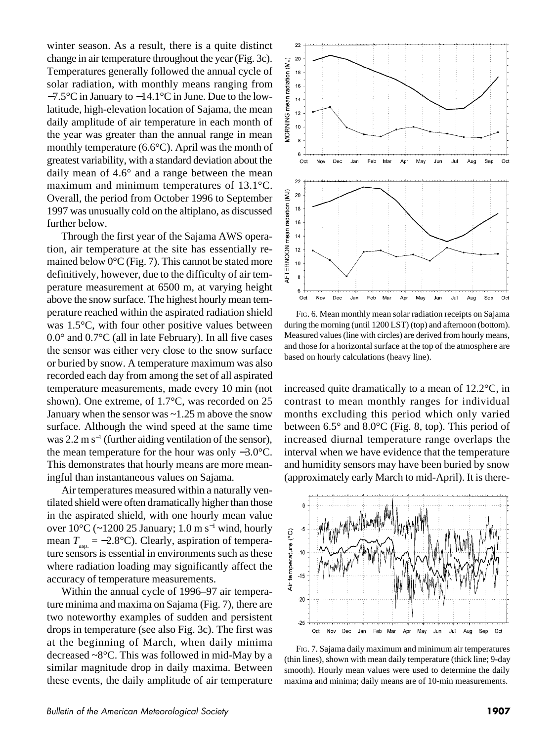winter season. As a result, there is a quite distinct change in air temperature throughout the year (Fig. 3c). Temperatures generally followed the annual cycle of solar radiation, with monthly means ranging from −7.5°C in January to −14.1°C in June. Due to the low-latitude, high-elevation location of Sajama, the mean daily amplitude of air temperature in each month of the year was greater than the annual range in mean monthly temperature (6.6°C). April was the month of greatest variability, with a standard deviation about the daily mean of 4.6° and a range between the mean maximum and minimum temperatures of 13.1°C. Overall, the period from October 1996 to September 1997 was unusually cold on the altiplano, as discussed further below.

Through the first year of the Sajama AWS operation, air temperature at the site has essentially remained below 0°C (Fig. 7). This cannot be stated more definitively, however, due to the difficulty of air temperature measurement at 6500 m, at varying height above the snow surface. The highest hourly mean temperature reached within the aspirated radiation shield was 1.5°C, with four other positive values between 0.0° and 0.7°C (all in late February). In all five cases the sensor was either very close to the snow surface or buried by snow. A temperature maximum was also recorded each day from among the set of all aspirated temperature measurements, made every 10 min (not shown). One extreme, of 1.7°C, was recorded on 25 January when the sensor was ~1.25 m above the snow surface. Although the wind speed at the same time was 2.2 m $s^{-1}$ (further aiding ventilation of the sensor), the mean temperature for the hour was only −3.0°C. This demonstrates that hourly means are more meaningful than instantaneous values on Sajama.

Air temperatures measured within a naturally ventilated shield were often dramatically higher than those in the aspirated shield, with one hourly mean value over 10°C (~1200 25 January; 1.0 m $s^{-1}$ wind, hourly mean $T_{asp.} = -2.8$°C). Clearly, aspiration of temperature sensors is essential in environments such as these where radiation loading may significantly affect the accuracy of temperature measurements.

Within the annual cycle of 1996–97 air temperature minima and maxima on Sajama (Fig. 7), there are two noteworthy examples of sudden and persistent drops in temperature (see also Fig. 3c). The first was at the beginning of March, when daily minima decreased ~8°C. This was followed in mid-May by a similar magnitude drop in daily maxima. Between these events, the daily amplitude of air temperature increased quite dramatically to a mean of 12.2°C, in contrast to mean monthly ranges for individual months excluding this period which only varied between 6.5° and 8.0°C (Fig. 8, top). This period of increased diurnal temperature range overlaps the interval when we have evidence that the temperature and humidity sensors may have been buried by snow (approximately early March to mid-April). It is there-

MORNING mean radiation (MJ)
22
20
18
16
14
12
10
8
6
Oct Nov Dec Jan Feb Mar Apr May Jun Jul Aug Sep Oct

AFTERNOON mean radiation (MJ)
22
20
18
16
14
12
10
8
6
Oct Nov Dec Jan Feb Mar Apr May Jun Jul Aug Sep Oct

FIG. 6. Mean monthly mean solar radiation receipts on Sajama during the morning (until 1200 LST) (top) and afternoon (bottom). Measured values (line with circles) are derived from hourly means, and those for a horizontal surface at the top of the atmosphere are based on hourly calculations (heavy line).

Air temperature (°C)
0
-5
-10
-15
-20
-25
Oct Nov Dec Jan Feb Mar Apr May Jun Jul Aug Sep Oct

FIG. 7. Sajama daily maximum and minimum air temperatures (thin lines), shown with mean daily temperature (thick line; 9-day smooth). Hourly mean values were used to determine the daily maxima and minima; daily means are of 10-min measurements.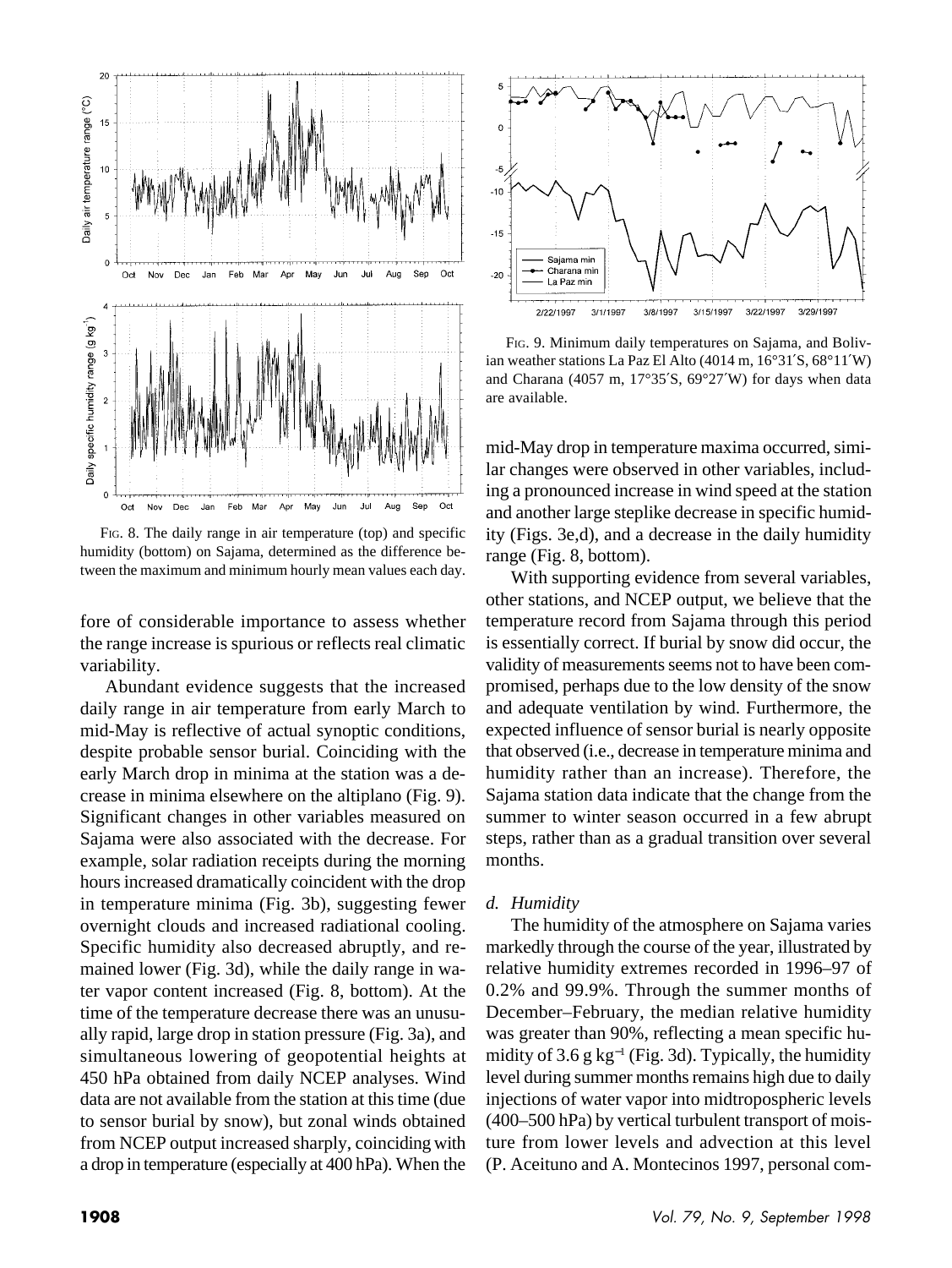20

15

10

5

0

Daily air temperature range (°C)

Oct Nov Dec Jan Feb Mar Apr May Jun Jul Aug Sep Oct

4

3

2

1

0

Daily specific humidity range (g kg$^{-1}$)

Oct Nov Dec Jan Feb Mar Apr May Jun Jul Aug Sep Oct

FIG. 8. The daily range in air temperature (top) and specific humidity (bottom) on Sajama, determined as the difference between the maximum and minimum hourly mean values each day.

fore of considerable importance to assess whether the range increase is spurious or reflects real climatic variability.

Abundant evidence suggests that the increased daily range in air temperature from early March to mid-May is reflective of actual synoptic conditions, despite probable sensor burial. Coinciding with the early March drop in minima at the station was a decrease in minima elsewhere on the altiplano (Fig. 9). Significant changes in other variables measured on Sajama were also associated with the decrease. For example, solar radiation receipts during the morning hours increased dramatically coincident with the drop in temperature minima (Fig. 3b), suggesting fewer overnight clouds and increased radiational cooling. Specific humidity also decreased abruptly, and remained lower (Fig. 3d), while the daily range in water vapor content increased (Fig. 8, bottom). At the time of the temperature decrease there was an unusually rapid, large drop in station pressure (Fig. 3a), and simultaneous lowering of geopotential heights at 450 hPa obtained from daily NCEP analyses. Wind data are not available from the station at this time (due to sensor burial by snow), but zonal winds obtained from NCEP output increased sharply, coinciding with a drop in temperature (especially at 400 hPa). When the

5

0

-5

-10

-15

-20

Sajama min

Charana min

La Paz min

2/22/1997 3/1/1997 3/8/1997 3/15/1997 3/22/1997 3/29/1997

FIG. 9. Minimum daily temperatures on Sajama, and Bolivian weather stations La Paz El Alto (4014 m, 16°31′S, 68°11′W) and Charana (4057 m, 17°35′S, 69°27′W) for days when data are available.

mid-May drop in temperature maxima occurred, similar changes were observed in other variables, including a pronounced increase in wind speed at the station and another large steplike decrease in specific humidity (Figs. 3e,d), and a decrease in the daily humidity range (Fig. 8, bottom).

With supporting evidence from several variables, other stations, and NCEP output, we believe that the temperature record from Sajama through this period is essentially correct. If burial by snow did occur, the validity of measurements seems not to have been compromised, perhaps due to the low density of the snow and adequate ventilation by wind. Furthermore, the expected influence of sensor burial is nearly opposite that observed (i.e., decrease in temperature minima and humidity rather than an increase). Therefore, the Sajama station data indicate that the change from the summer to winter season occurred in a few abrupt steps, rather than as a gradual transition over several months.

### *d. Humidity*

The humidity of the atmosphere on Sajama varies markedly through the course of the year, illustrated by relative humidity extremes recorded in 1996–97 of 0.2% and 99.9%. Through the summer months of December–February, the median relative humidity was greater than 90%, reflecting a mean specific humidity of 3.6 g kg$^{-1}$ (Fig. 3d). Typically, the humidity level during summer months remains high due to daily injections of water vapor into midtropospheric levels (400–500 hPa) by vertical turbulent transport of moisture from lower levels and advection at this level (P. Aceituno and A. Montecinos 1997, personal com-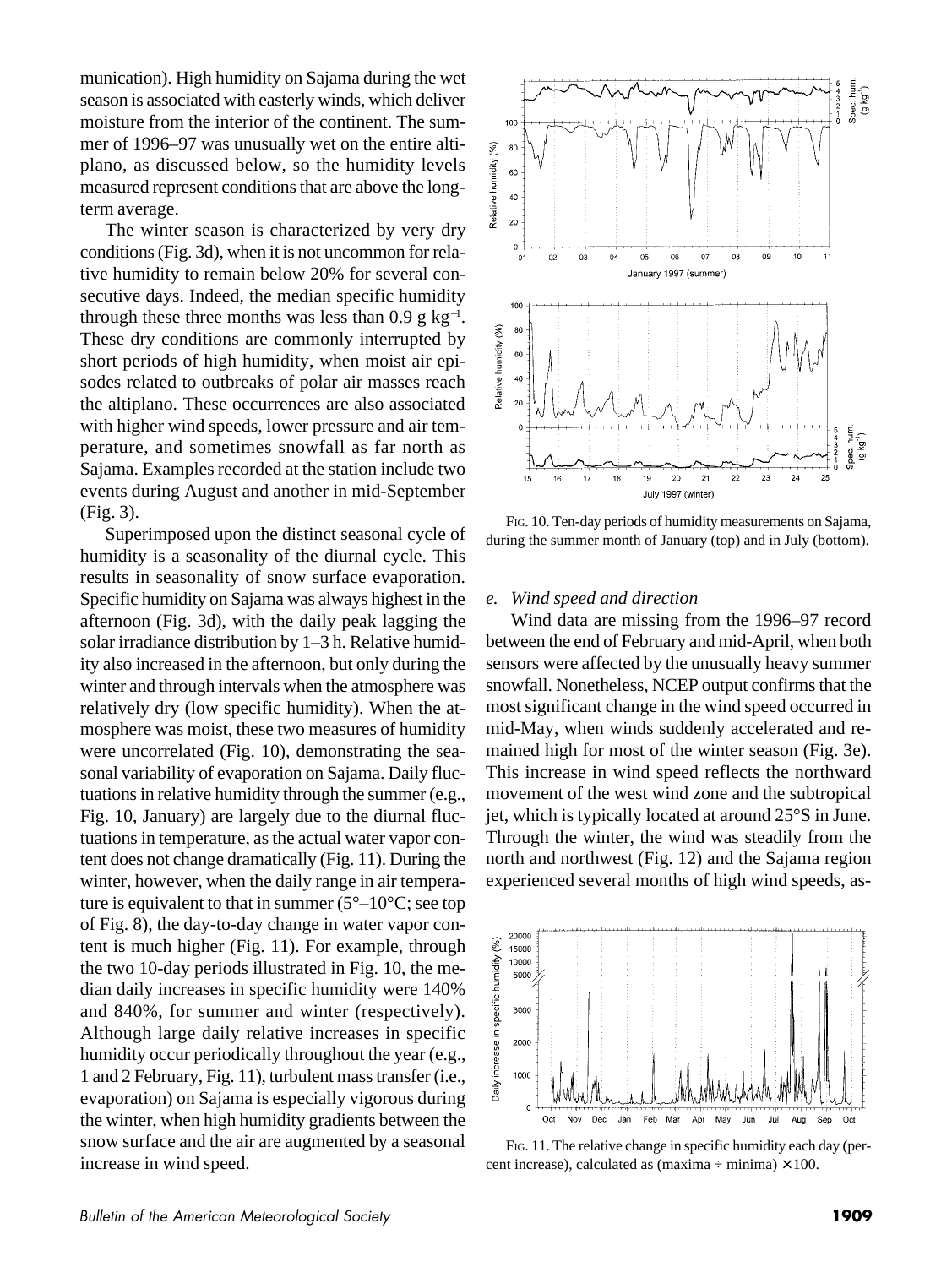munication). High humidity on Sajama during the wet season is associated with easterly winds, which deliver moisture from the interior of the continent. The summer of 1996–97 was unusually wet on the entire altiplano, as discussed below, so the humidity levels measured represent conditions that are above the long-term average.

The winter season is characterized by very dry conditions (Fig. 3d), when it is not uncommon for relative humidity to remain below 20% for several consecutive days. Indeed, the median specific humidity through these three months was less than 0.9 g kg$^{-1}$. These dry conditions are commonly interrupted by short periods of high humidity, when moist air episodes related to outbreaks of polar air masses reach the altiplano. These occurrences are also associated with higher wind speeds, lower pressure and air temperature, and sometimes snowfall as far north as Sajama. Examples recorded at the station include two events during August and another in mid-September (Fig. 3).

Superimposed upon the distinct seasonal cycle of humidity is a seasonality of the diurnal cycle. This results in seasonality of snow surface evaporation. Specific humidity on Sajama was always highest in the afternoon (Fig. 3d), with the daily peak lagging the solar irradiance distribution by 1–3 h. Relative humidity also increased in the afternoon, but only during the winter and through intervals when the atmosphere was relatively dry (low specific humidity). When the atmosphere was moist, these two measures of humidity were uncorrelated (Fig. 10), demonstrating the seasonal variability of evaporation on Sajama. Daily fluctuations in relative humidity through the summer (e.g., Fig. 10, January) are largely due to the diurnal fluctuations in temperature, as the actual water vapor content does not change dramatically (Fig. 11). During the winter, however, when the daily range in air temperature is equivalent to that in summer (5°–10°C; see top of Fig. 8), the day-to-day change in water vapor content is much higher (Fig. 11). For example, through the two 10-day periods illustrated in Fig. 10, the median daily increases in specific humidity were 140% and 840%, for summer and winter (respectively). Although large daily relative increases in specific humidity occur periodically throughout the year (e.g., 1 and 2 February, Fig. 11), turbulent mass transfer (i.e., evaporation) on Sajama is especially vigorous during the winter, when high humidity gradients between the snow surface and the air are augmented by a seasonal increase in wind speed.

Spec. hum. (g kg$^{-1}$)
Relative humidity (%)
January 1997 (summer)
Relative humidity (%)
Spec. hum. (g kg$^{-1}$)
July 1997 (winter)

FIG. 10. Ten-day periods of humidity measurements on Sajama, during the summer month of January (top) and in July (bottom).

### e. Wind speed and direction

Wind data are missing from the 1996–97 record between the end of February and mid-April, when both sensors were affected by the unusually heavy summer snowfall. Nonetheless, NCEP output confirms that the most significant change in the wind speed occurred in mid-May, when winds suddenly accelerated and remained high for most of the winter season (Fig. 3e). This increase in wind speed reflects the northward movement of the west wind zone and the subtropical jet, which is typically located at around 25°S in June. Through the winter, the wind was steadily from the north and northwest (Fig. 12) and the Sajama region experienced several months of high wind speeds, as-

Daily increase in specific humidity (%)
Oct Nov Dec Jan Feb Mar Apr May Jun Jul Aug Sep Oct

FIG. 11. The relative change in specific humidity each day (percent increase), calculated as (maxima ÷ minima) × 100.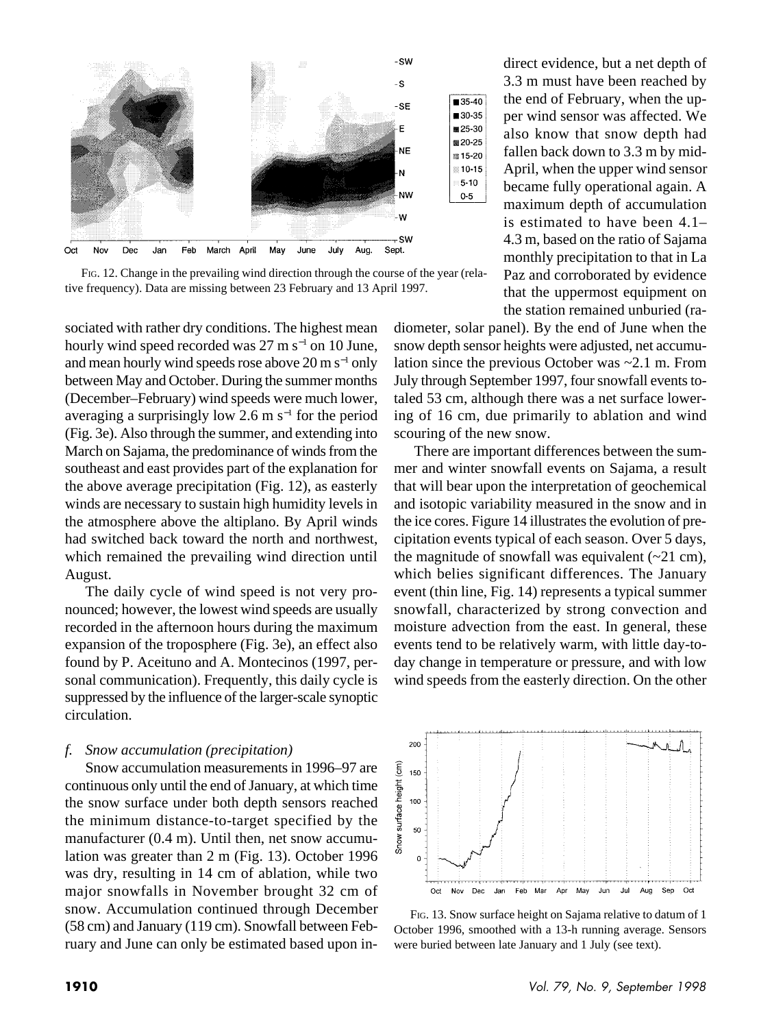-SW
-S
-SE
-E
-NE
-N
-NW
-W
-SW

35-40
30-35
25-30
20-25
15-20
10-15
5-10
0-5

Oct Nov Dec Jan Feb March April May June July Aug. Sept.

FIG. 12. Change in the prevailing wind direction through the course of the year (relative frequency). Data are missing between 23 February and 13 April 1997.

sociated with rather dry conditions. The highest mean hourly wind speed recorded was 27 m s$^{-1}$ on 10 June, and mean hourly wind speeds rose above 20 m s$^{-1}$ only between May and October. During the summer months (December–February) wind speeds were much lower, averaging a surprisingly low 2.6 m s$^{-1}$ for the period (Fig. 3e). Also through the summer, and extending into March on Sajama, the predominance of winds from the southeast and east provides part of the explanation for the above average precipitation (Fig. 12), as easterly winds are necessary to sustain high humidity levels in the atmosphere above the altiplano. By April winds had switched back toward the north and northwest, which remained the prevailing wind direction until August.

The daily cycle of wind speed is not very pronounced; however, the lowest wind speeds are usually recorded in the afternoon hours during the maximum expansion of the troposphere (Fig. 3e), an effect also found by P. Aceituno and A. Montecinos (1997, personal communication). Frequently, this daily cycle is suppressed by the influence of the larger-scale synoptic circulation.

### *f. Snow accumulation (precipitation)*

Snow accumulation measurements in 1996–97 are continuous only until the end of January, at which time the snow surface under both depth sensors reached the minimum distance-to-target specified by the manufacturer (0.4 m). Until then, net snow accumulation was greater than 2 m (Fig. 13). October 1996 was dry, resulting in 14 cm of ablation, while two major snowfalls in November brought 32 cm of snow. Accumulation continued through December (58 cm) and January (119 cm). Snowfall between February and June can only be estimated based upon indirect evidence, but a net depth of 3.3 m must have been reached by the end of February, when the upper wind sensor was affected. We also know that snow depth had fallen back down to 3.3 m by mid-April, when the upper wind sensor became fully operational again. A maximum depth of accumulation is estimated to have been 4.1–4.3 m, based on the ratio of Sajama monthly precipitation to that in La Paz and corroborated by evidence that the uppermost equipment on the station remained unburied (radiometer, solar panel). By the end of June when the snow depth sensor heights were adjusted, net accumulation since the previous October was ~2.1 m. From July through September 1997, four snowfall events totaled 53 cm, although there was a net surface lowering of 16 cm, due primarily to ablation and wind scouring of the new snow.

There are important differences between the summer and winter snowfall events on Sajama, a result that will bear upon the interpretation of geochemical and isotopic variability measured in the snow and in the ice cores. Figure 14 illustrates the evolution of precipitation events typical of each season. Over 5 days, the magnitude of snowfall was equivalent (~21 cm), which belies significant differences. The January event (thin line, Fig. 14) represents a typical summer snowfall, characterized by strong convection and moisture advection from the east. In general, these events tend to be relatively warm, with little day-to-day change in temperature or pressure, and with low wind speeds from the easterly direction. On the other

Snow surface height (cm)
200
150
100
50
0
Oct Nov Dec Jan Feb Mar Apr May Jun Jul Aug Sep Oct

FIG. 13. Snow surface height on Sajama relative to datum of 1 October 1996, smoothed with a 13-h running average. Sensors were buried between late January and 1 July (see text).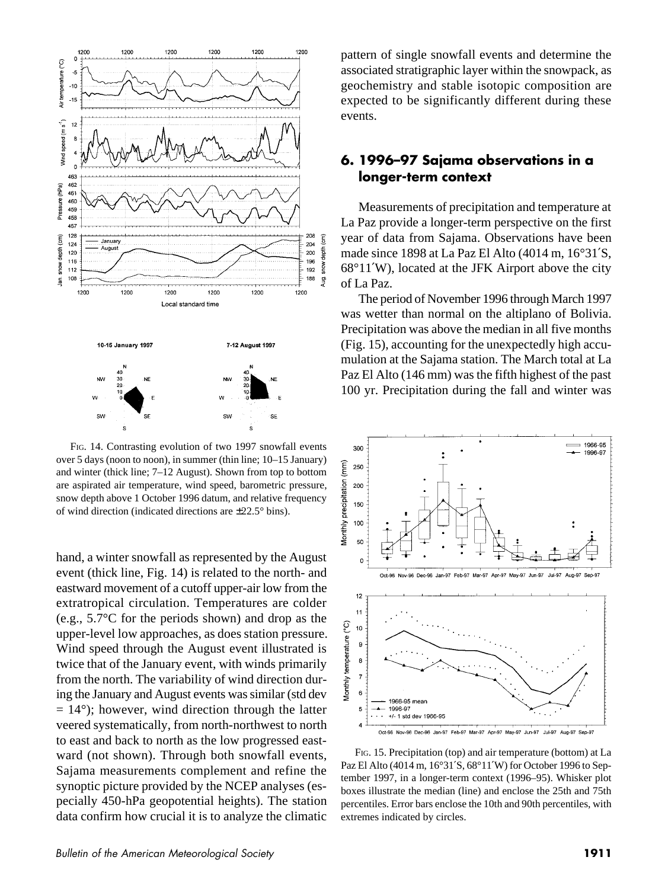1200 1200 1200 1200 1200 1200

Air temperature (°C)

0 -5 -10 -15

Wind speed (m s⁻¹)

12 8 4 0

Pressure (hPa)

463 462 461 460 459 458 457

Jan. snow depth (cm)

128 124 120 116 112 108

January

August

Aug. snow depth (cm)

208 204 200 196 192 188

1200 1200 1200 1200 1200 1200

Local standard time

10-15 January 1997

7-12 August 1997

N NE E SE S SW W NW

40 30 20 10 0

FIG. 14. Contrasting evolution of two 1997 snowfall events over 5 days (noon to noon), in summer (thin line; 10–15 January) and winter (thick line; 7–12 August). Shown from top to bottom are aspirated air temperature, wind speed, barometric pressure, snow depth above 1 October 1996 datum, and relative frequency of wind direction (indicated directions are ±22.5° bins).

hand, a winter snowfall as represented by the August event (thick line, Fig. 14) is related to the north- and eastward movement of a cutoff upper-air low from the extratropical circulation. Temperatures are colder (e.g., 5.7°C for the periods shown) and drop as the upper-level low approaches, as does station pressure. Wind speed through the August event illustrated is twice that of the January event, with winds primarily from the north. The variability of wind direction during the January and August events was similar (std dev = 14°); however, wind direction through the latter veered systematically, from north-northwest to north to east and back to north as the low progressed eastward (not shown). Through both snowfall events, Sajama measurements complement and refine the synoptic picture provided by the NCEP analyses (especially 450-hPa geopotential heights). The station data confirm how crucial it is to analyze the climatic pattern of single snowfall events and determine the associated stratigraphic layer within the snowpack, as geochemistry and stable isotopic composition are expected to be significantly different during these events.

## 6. 1996–97 Sajama observations in a longer-term context

Measurements of precipitation and temperature at La Paz provide a longer-term perspective on the first year of data from Sajama. Observations have been made since 1898 at La Paz El Alto (4014 m, 16°31′S, 68°11′W), located at the JFK Airport above the city of La Paz.

The period of November 1996 through March 1997 was wetter than normal on the altiplano of Bolivia. Precipitation was above the median in all five months (Fig. 15), accounting for the unexpectedly high accumulation at the Sajama station. The March total at La Paz El Alto (146 mm) was the fifth highest of the past 100 yr. Precipitation during the fall and winter was

Monthly precipitation (mm)

300 250 200 150 100 50 0

1966-95

1996-97

Oct-96 Nov-96 Dec-96 Jan-97 Feb-97 Mar-97 Apr-97 May-97 Jun-97 Jul-97 Aug-97 Sep-97

Monthly temperature (°C)

12 11 10 9 8 7 6 5 4

1966-95 mean

1996-97

+/- 1 std dev 1966-95

Oct-96 Nov-96 Dec-96 Jan-97 Feb-97 Mar-97 Apr-97 May-97 Jun-97 Jul-97 Aug-97 Sep-97

FIG. 15. Precipitation (top) and air temperature (bottom) at La Paz El Alto (4014 m, 16°31′S, 68°11′W) for October 1996 to September 1997, in a longer-term context (1996–95). Whisker plot boxes illustrate the median (line) and enclose the 25th and 75th percentiles. Error bars enclose the 10th and 90th percentiles, with extremes indicated by circles.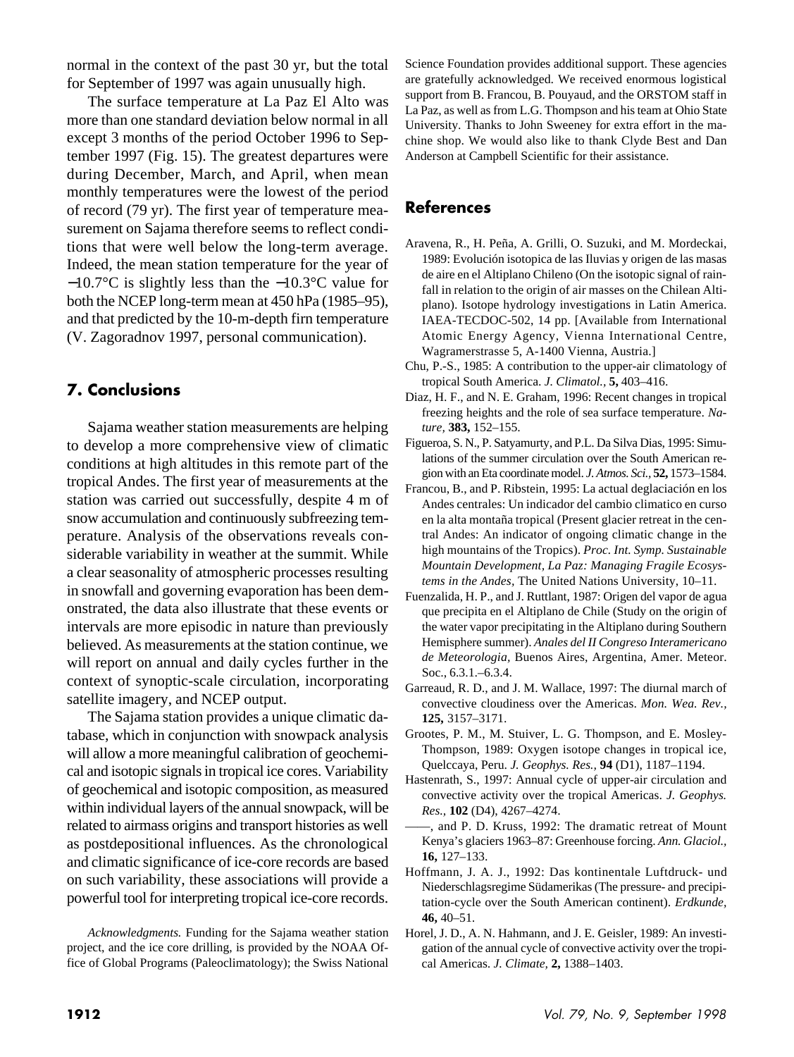normal in the context of the past 30 yr, but the total for September of 1997 was again unusually high.

The surface temperature at La Paz El Alto was more than one standard deviation below normal in all except 3 months of the period October 1996 to September 1997 (Fig. 15). The greatest departures were during December, March, and April, when mean monthly temperatures were the lowest of the period of record (79 yr). The first year of temperature measurement on Sajama therefore seems to reflect conditions that were well below the long-term average. Indeed, the mean station temperature for the year of −10.7°C is slightly less than the −10.3°C value for both the NCEP long-term mean at 450 hPa (1985–95), and that predicted by the 10-m-depth firn temperature (V. Zagoradnov 1997, personal communication).

## 7. Conclusions

Sajama weather station measurements are helping to develop a more comprehensive view of climatic conditions at high altitudes in this remote part of the tropical Andes. The first year of measurements at the station was carried out successfully, despite 4 m of snow accumulation and continuously subfreezing temperature. Analysis of the observations reveals considerable variability in weather at the summit. While a clear seasonality of atmospheric processes resulting in snowfall and governing evaporation has been demonstrated, the data also illustrate that these events or intervals are more episodic in nature than previously believed. As measurements at the station continue, we will report on annual and daily cycles further in the context of synoptic-scale circulation, incorporating satellite imagery, and NCEP output.

The Sajama station provides a unique climatic database, which in conjunction with snowpack analysis will allow a more meaningful calibration of geochemical and isotopic signals in tropical ice cores. Variability of geochemical and isotopic composition, as measured within individual layers of the annual snowpack, will be related to airmass origins and transport histories as well as postdepositional influences. As the chronological and climatic significance of ice-core records are based on such variability, these associations will provide a powerful tool for interpreting tropical ice-core records.

*Acknowledgments.* Funding for the Sajama weather station project, and the ice core drilling, is provided by the NOAA Office of Global Programs (Paleoclimatology); the Swiss National Science Foundation provides additional support. These agencies are gratefully acknowledged. We received enormous logistical support from B. Francou, B. Pouyaud, and the ORSTOM staff in La Paz, as well as from L.G. Thompson and his team at Ohio State University. Thanks to John Sweeney for extra effort in the machine shop. We would also like to thank Clyde Best and Dan Anderson at Campbell Scientific for their assistance.

## References

Aravena, R., H. Peña, A. Grilli, O. Suzuki, and M. Mordeckai, 1989: Evolución isotopica de las lluvias y origen de las masas de aire en el Altiplano Chileno (On the isotopic signal of rainfall in relation to the origin of air masses on the Chilean Altiplano). Isotope hydrology investigations in Latin America. IAEA-TECDOC-502, 14 pp. [Available from International Atomic Energy Agency, Vienna International Centre, Wagramerstrasse 5, A-1400 Vienna, Austria.]

Chu, P.-S., 1985: A contribution to the upper-air climatology of tropical South America. *J. Climatol.,* **5,** 403–416.

Diaz, H. F., and N. E. Graham, 1996: Recent changes in tropical freezing heights and the role of sea surface temperature. *Nature,* **383,** 152–155.

Figueroa, S. N., P. Satyamurty, and P.L. Da Silva Dias, 1995: Simulations of the summer circulation over the South American region with an Eta coordinate model. *J. Atmos. Sci.,* **52,** 1573–1584.

Francou, B., and P. Ribstein, 1995: La actual deglaciación en los Andes centrales: Un indicador del cambio climatico en curso en la alta montaña tropical (Present glacier retreat in the central Andes: An indicator of ongoing climatic change in the high mountains of the Tropics). *Proc. Int. Symp. Sustainable Mountain Development, La Paz: Managing Fragile Ecosystems in the Andes,* The United Nations University, 10–11.

Fuenzalida, H. P., and J. Ruttlant, 1987: Origen del vapor de agua que precipita en el Altiplano de Chile (Study on the origin of the water vapor precipitating in the Altiplano during Southern Hemisphere summer). *Anales del II Congreso Interamericano de Meteorologia,* Buenos Aires, Argentina, Amer. Meteor. Soc., 6.3.1.–6.3.4.

Garreaud, R. D., and J. M. Wallace, 1997: The diurnal march of convective cloudiness over the Americas. *Mon. Wea. Rev.,* **125,** 3157–3171.

Grootes, P. M., M. Stuiver, L. G. Thompson, and E. Mosley-Thompson, 1989: Oxygen isotope changes in tropical ice, Quelccaya, Peru. *J. Geophys. Res.,* **94** (D1), 1187–1194.

Hastenrath, S., 1997: Annual cycle of upper-air circulation and convective activity over the tropical Americas. *J. Geophys. Res.,* **102** (D4), 4267–4274.

——, and P. D. Kruss, 1992: The dramatic retreat of Mount Kenya's glaciers 1963–87: Greenhouse forcing. *Ann. Glaciol.,* **16,** 127–133.

Hoffmann, J. A. J., 1992: Das kontinentale Luftdruck- und Niederschlagsregime Südamerikas (The pressure- and precipitation-cycle over the South American continent). *Erdkunde,* **46,** 40–51.

Horel, J. D., A. N. Hahmann, and J. E. Geisler, 1989: An investigation of the annual cycle of convective activity over the tropical Americas. *J. Climate,* **2,** 1388–1403.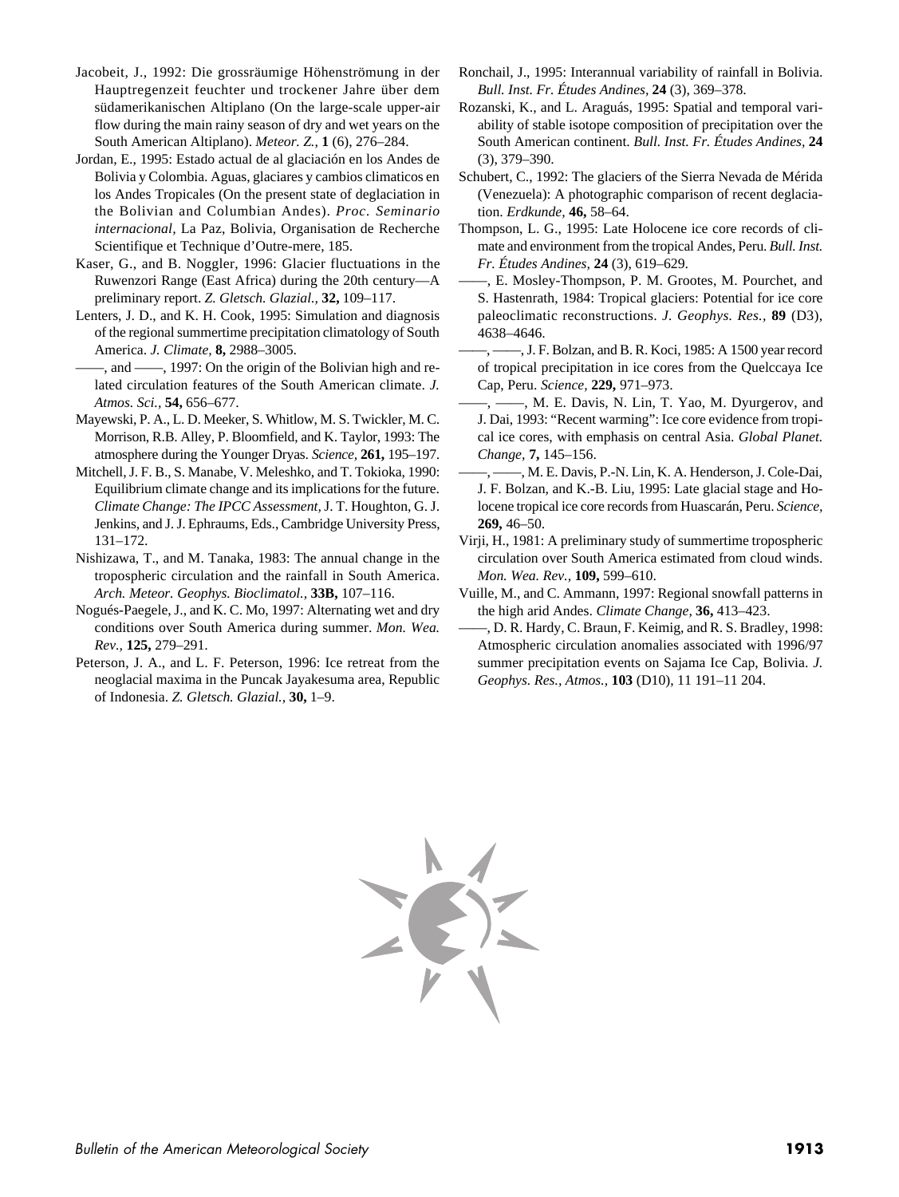Jacobeit, J., 1992: Die grossräumige Höhenströmung in der Hauptregenzeit feuchter und trockener Jahre über dem südamerikanischen Altiplano (On the large-scale upper-air flow during the main rainy season of dry and wet years on the South American Altiplano). *Meteor. Z.,* **1** (6), 276–284.

Jordan, E., 1995: Estado actual de al glaciación en los Andes de Bolivia y Colombia. Aguas, glaciares y cambios climaticos en los Andes Tropicales (On the present state of deglaciation in the Bolivian and Columbian Andes). *Proc. Seminario internacional,* La Paz, Bolivia, Organisation de Recherche Scientifique et Technique d'Outre-mere, 185.

Kaser, G., and B. Noggler, 1996: Glacier fluctuations in the Ruwenzori Range (East Africa) during the 20th century—A preliminary report. *Z. Gletsch. Glazial.,* **32,** 109–117.

Lenters, J. D., and K. H. Cook, 1995: Simulation and diagnosis of the regional summertime precipitation climatology of South America. *J. Climate,* **8,** 2988–3005.

——, and ——, 1997: On the origin of the Bolivian high and related circulation features of the South American climate. *J. Atmos. Sci.,* **54,** 656–677.

Mayewski, P. A., L. D. Meeker, S. Whitlow, M. S. Twickler, M. C. Morrison, R.B. Alley, P. Bloomfield, and K. Taylor, 1993: The atmosphere during the Younger Dryas. *Science,* **261,** 195–197.

Mitchell, J. F. B., S. Manabe, V. Meleshko, and T. Tokioka, 1990: Equilibrium climate change and its implications for the future. *Climate Change: The IPCC Assessment,* J. T. Houghton, G. J. Jenkins, and J. J. Ephraums, Eds., Cambridge University Press, 131–172.

Nishizawa, T., and M. Tanaka, 1983: The annual change in the tropospheric circulation and the rainfall in South America. *Arch. Meteor. Geophys. Bioclimatol.,* **33B,** 107–116.

Nogués-Paegele, J., and K. C. Mo, 1997: Alternating wet and dry conditions over South America during summer. *Mon. Wea. Rev.,* **125,** 279–291.

Peterson, J. A., and L. F. Peterson, 1996: Ice retreat from the neoglacial maxima in the Puncak Jayakesuma area, Republic of Indonesia. *Z. Gletsch. Glazial.,* **30,** 1–9.

Ronchail, J., 1995: Interannual variability of rainfall in Bolivia. *Bull. Inst. Fr. Études Andines,* **24** (3), 369–378.

Rozanski, K., and L. Araguás, 1995: Spatial and temporal variability of stable isotope composition of precipitation over the South American continent. *Bull. Inst. Fr. Études Andines,* **24** (3), 379–390.

Schubert, C., 1992: The glaciers of the Sierra Nevada de Mérida (Venezuela): A photographic comparison of recent deglaciation. *Erdkunde,* **46,** 58–64.

Thompson, L. G., 1995: Late Holocene ice core records of climate and environment from the tropical Andes, Peru. *Bull. Inst. Fr. Études Andines,* **24** (3), 619–629.

——, E. Mosley-Thompson, P. M. Grootes, M. Pourchet, and S. Hastenrath, 1984: Tropical glaciers: Potential for ice core paleoclimatic reconstructions. *J. Geophys. Res.,* **89** (D3), 4638–4646.

——, ——, J. F. Bolzan, and B. R. Koci, 1985: A 1500 year record of tropical precipitation in ice cores from the Quelccaya Ice Cap, Peru. *Science,* **229,** 971–973.

——, ——, M. E. Davis, N. Lin, T. Yao, M. Dyurgerov, and J. Dai, 1993: "Recent warming": Ice core evidence from tropical ice cores, with emphasis on central Asia. *Global Planet. Change,* **7,** 145–156.

——, ——, M. E. Davis, P.-N. Lin, K. A. Henderson, J. Cole-Dai, J. F. Bolzan, and K.-B. Liu, 1995: Late glacial stage and Holocene tropical ice core records from Huascarán, Peru. *Science,* **269,** 46–50.

Virji, H., 1981: A preliminary study of summertime tropospheric circulation over South America estimated from cloud winds. *Mon. Wea. Rev.,* **109,** 599–610.

Vuille, M., and C. Ammann, 1997: Regional snowfall patterns in the high arid Andes. *Climate Change,* **36,** 413–423.

——, D. R. Hardy, C. Braun, F. Keimig, and R. S. Bradley, 1998: Atmospheric circulation anomalies associated with 1996/97 summer precipitation events on Sajama Ice Cap, Bolivia. *J. Geophys. Res., Atmos.,* **103** (D10), 11 191–11 204.